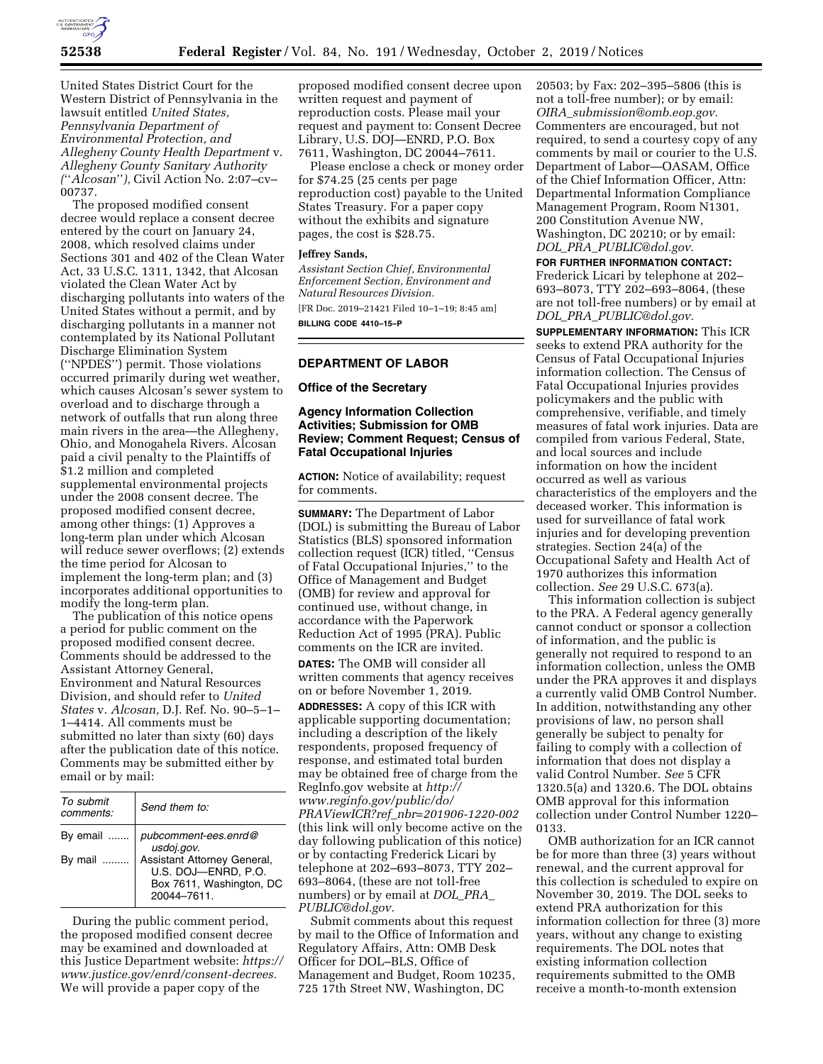United States District Court for the Western District of Pennsylvania in the lawsuit entitled *United States, Pennsylvania Department of Environmental Protection, and Allegheny County Health Department* v. *Allegheny County Sanitary Authority ("Alcosan"),* Civil Action No. 2:07–cv–00737.

The proposed modified consent decree would replace a consent decree entered by the court on January 24, 2008, which resolved claims under Sections 301 and 402 of the Clean Water Act, 33 U.S.C. 1311, 1342, that Alcosan violated the Clean Water Act by discharging pollutants into waters of the United States without a permit, and by discharging pollutants in a manner not contemplated by its National Pollutant Discharge Elimination System ("NPDES") permit. Those violations occurred primarily during wet weather, which causes Alcosan's sewer system to overload and to discharge through a network of outfalls that run along three main rivers in the area—the Allegheny, Ohio, and Monogahela Rivers. Alcosan paid a civil penalty to the Plaintiffs of $1.2 million and completed supplemental environmental projects under the 2008 consent decree. The proposed modified consent decree, among other things: (1) Approves a long-term plan under which Alcosan will reduce sewer overflows; (2) extends the time period for Alcosan to implement the long-term plan; and (3) incorporates additional opportunities to modify the long-term plan.

The publication of this notice opens a period for public comment on the proposed modified consent decree. Comments should be addressed to the Assistant Attorney General, Environment and Natural Resources Division, and should refer to *United States* v. *Alcosan,* D.J. Ref. No. 90–5–1–1–4414. All comments must be submitted no later than sixty (60) days after the publication date of this notice. Comments may be submitted either by email or by mail:

| *To submit comments:* | *Send them to:* |
|---|---|
| By email ....... | *pubcomment-ees.enrd@usdoj.gov.* |
| By mail ......... | Assistant Attorney General, U.S. DOJ—ENRD, P.O. Box 7611, Washington, DC 20044–7611. |

During the public comment period, the proposed modified consent decree may be examined and downloaded at this Justice Department website: *https://www.justice.gov/enrd/consent-decrees.* We will provide a paper copy of the proposed modified consent decree upon written request and payment of reproduction costs. Please mail your request and payment to: Consent Decree Library, U.S. DOJ—ENRD, P.O. Box 7611, Washington, DC 20044–7611.

Please enclose a check or money order for $74.25 (25 cents per page reproduction cost) payable to the United States Treasury. For a paper copy without the exhibits and signature pages, the cost is $28.75.

**Jeffrey Sands,**

*Assistant Section Chief, Environmental Enforcement Section, Environment and Natural Resources Division.*

[FR Doc. 2019–21421 Filed 10–1–19; 8:45 am]

**BILLING CODE 4410–15–P**

## DEPARTMENT OF LABOR

### Office of the Secretary

### Agency Information Collection Activities; Submission for OMB Review; Comment Request; Census of Fatal Occupational Injuries

**ACTION:** Notice of availability; request for comments.

**SUMMARY:** The Department of Labor (DOL) is submitting the Bureau of Labor Statistics (BLS) sponsored information collection request (ICR) titled, "Census of Fatal Occupational Injuries," to the Office of Management and Budget (OMB) for review and approval for continued use, without change, in accordance with the Paperwork Reduction Act of 1995 (PRA). Public comments on the ICR are invited.

**DATES:** The OMB will consider all written comments that agency receives on or before November 1, 2019.

**ADDRESSES:** A copy of this ICR with applicable supporting documentation; including a description of the likely respondents, proposed frequency of response, and estimated total burden may be obtained free of charge from the RegInfo.gov website at *http://www.reginfo.gov/public/do/PRAViewICR?ref_nbr=201906-1220-002* (this link will only become active on the day following publication of this notice) or by contacting Frederick Licari by telephone at 202–693–8073, TTY 202–693–8064, (these are not toll-free numbers) or by email at *DOL_PRA_PUBLIC@dol.gov.*

Submit comments about this request by mail to the Office of Information and Regulatory Affairs, Attn: OMB Desk Officer for DOL–BLS, Office of Management and Budget, Room 10235, 725 17th Street NW, Washington, DC 20503; by Fax: 202–395–5806 (this is not a toll-free number); or by email: *OIRA_submission@omb.eop.gov.* Commenters are encouraged, but not required, to send a courtesy copy of any comments by mail or courier to the U.S. Department of Labor—OASAM, Office of the Chief Information Officer, Attn: Departmental Information Compliance Management Program, Room N1301, 200 Constitution Avenue NW, Washington, DC 20210; or by email: *DOL_PRA_PUBLIC@dol.gov.*

**FOR FURTHER INFORMATION CONTACT:** Frederick Licari by telephone at 202–693–8073, TTY 202–693–8064, (these are not toll-free numbers) or by email at *DOL_PRA_PUBLIC@dol.gov.*

**SUPPLEMENTARY INFORMATION:** This ICR seeks to extend PRA authority for the Census of Fatal Occupational Injuries information collection. The Census of Fatal Occupational Injuries provides policymakers and the public with comprehensive, verifiable, and timely measures of fatal work injuries. Data are compiled from various Federal, State, and local sources and include information on how the incident occurred as well as various characteristics of the employers and the deceased worker. This information is used for surveillance of fatal work injuries and for developing prevention strategies. Section 24(a) of the Occupational Safety and Health Act of 1970 authorizes this information collection. *See* 29 U.S.C. 673(a).

This information collection is subject to the PRA. A Federal agency generally cannot conduct or sponsor a collection of information, and the public is generally not required to respond to an information collection, unless the OMB under the PRA approves it and displays a currently valid OMB Control Number. In addition, notwithstanding any other provisions of law, no person shall generally be subject to penalty for failing to comply with a collection of information that does not display a valid Control Number. *See* 5 CFR 1320.5(a) and 1320.6. The DOL obtains OMB approval for this information collection under Control Number 1220–0133.

OMB authorization for an ICR cannot be for more than three (3) years without renewal, and the current approval for this collection is scheduled to expire on November 30, 2019. The DOL seeks to extend PRA authorization for this information collection for three (3) more years, without any change to existing requirements. The DOL notes that existing information collection requirements submitted to the OMB receive a month-to-month extension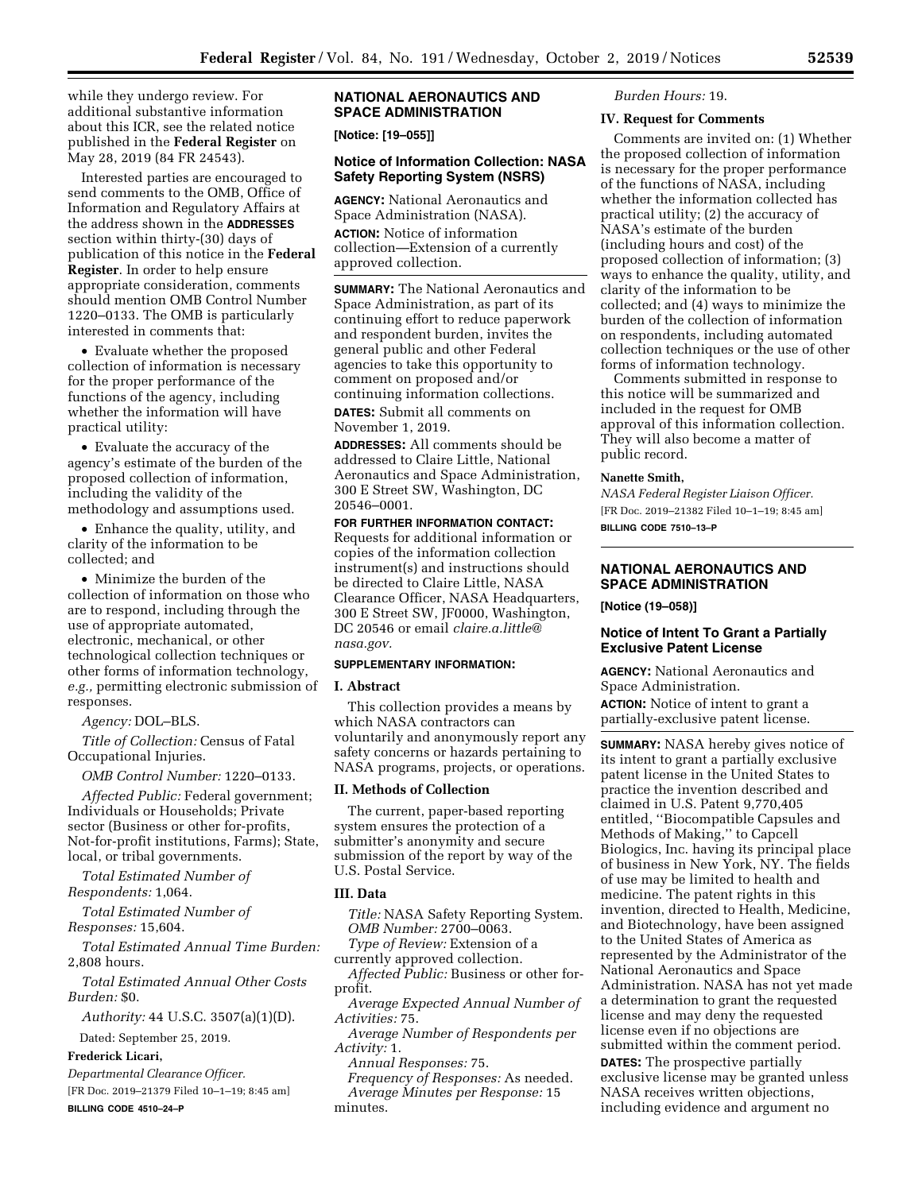while they undergo review. For additional substantive information about this ICR, see the related notice published in the **Federal Register** on May 28, 2019 (84 FR 24543).

Interested parties are encouraged to send comments to the OMB, Office of Information and Regulatory Affairs at the address shown in the **ADDRESSES** section within thirty-(30) days of publication of this notice in the **Federal Register**. In order to help ensure appropriate consideration, comments should mention OMB Control Number 1220–0133. The OMB is particularly interested in comments that:

- Evaluate whether the proposed collection of information is necessary for the proper performance of the functions of the agency, including whether the information will have practical utility:
- Evaluate the accuracy of the agency's estimate of the burden of the proposed collection of information, including the validity of the methodology and assumptions used.
- Enhance the quality, utility, and clarity of the information to be collected; and
- Minimize the burden of the collection of information on those who are to respond, including through the use of appropriate automated, electronic, mechanical, or other technological collection techniques or other forms of information technology, *e.g.,* permitting electronic submission of responses.

*Agency:* DOL–BLS.

*Title of Collection:* Census of Fatal Occupational Injuries.

*OMB Control Number:* 1220–0133.

*Affected Public:* Federal government; Individuals or Households; Private sector (Business or other for-profits, Not-for-profit institutions, Farms); State, local, or tribal governments.

*Total Estimated Number of Respondents:* 1,064.

*Total Estimated Number of Responses:* 15,604.

*Total Estimated Annual Time Burden:* 2,808 hours.

*Total Estimated Annual Other Costs Burden:* $0.

*Authority:* 44 U.S.C. 3507(a)(1)(D).

Dated: September 25, 2019.

**Frederick Licari,**

*Departmental Clearance Officer.*

[FR Doc. 2019–21379 Filed 10–1–19; 8:45 am]

**BILLING CODE 4510–24–P**

## NATIONAL AERONAUTICS AND SPACE ADMINISTRATION

**[Notice: [19–055]]**

### Notice of Information Collection: NASA Safety Reporting System (NSRS)

**AGENCY:** National Aeronautics and Space Administration (NASA).

**ACTION:** Notice of information collection—Extension of a currently approved collection.

**SUMMARY:** The National Aeronautics and Space Administration, as part of its continuing effort to reduce paperwork and respondent burden, invites the general public and other Federal agencies to take this opportunity to comment on proposed and/or continuing information collections.

**DATES:** Submit all comments on November 1, 2019.

**ADDRESSES:** All comments should be addressed to Claire Little, National Aeronautics and Space Administration, 300 E Street SW, Washington, DC 20546–0001.

**FOR FURTHER INFORMATION CONTACT:** Requests for additional information or copies of the information collection instrument(s) and instructions should be directed to Claire Little, NASA Clearance Officer, NASA Headquarters, 300 E Street SW, JF0000, Washington, DC 20546 or email *claire.a.little@nasa.gov.*

**SUPPLEMENTARY INFORMATION:**

**I. Abstract**

This collection provides a means by which NASA contractors can voluntarily and anonymously report any safety concerns or hazards pertaining to NASA programs, projects, or operations.

**II. Methods of Collection**

The current, paper-based reporting system ensures the protection of a submitter's anonymity and secure submission of the report by way of the U.S. Postal Service.

**III. Data**

*Title:* NASA Safety Reporting System.

*OMB Number:* 2700–0063.

*Type of Review:* Extension of a currently approved collection.

*Affected Public:* Business or other for-profit.

*Average Expected Annual Number of Activities:* 75.

*Average Number of Respondents per Activity:* 1.

*Annual Responses:* 75.

*Frequency of Responses:* As needed.

*Average Minutes per Response:* 15 minutes.

*Burden Hours:* 19.

**IV. Request for Comments**

Comments are invited on: (1) Whether the proposed collection of information is necessary for the proper performance of the functions of NASA, including whether the information collected has practical utility; (2) the accuracy of NASA's estimate of the burden (including hours and cost) of the proposed collection of information; (3) ways to enhance the quality, utility, and clarity of the information to be collected; and (4) ways to minimize the burden of the collection of information on respondents, including automated collection techniques or the use of other forms of information technology.

Comments submitted in response to this notice will be summarized and included in the request for OMB approval of this information collection. They will also become a matter of public record.

**Nanette Smith,**

*NASA Federal Register Liaison Officer.*

[FR Doc. 2019–21382 Filed 10–1–19; 8:45 am]

**BILLING CODE 7510–13–P**

## NATIONAL AERONAUTICS AND SPACE ADMINISTRATION

**[Notice (19–058)]**

### Notice of Intent To Grant a Partially Exclusive Patent License

**AGENCY:** National Aeronautics and Space Administration.

**ACTION:** Notice of intent to grant a partially-exclusive patent license.

**SUMMARY:** NASA hereby gives notice of its intent to grant a partially exclusive patent license in the United States to practice the invention described and claimed in U.S. Patent 9,770,405 entitled, ''Biocompatible Capsules and Methods of Making,'' to Capcell Biologics, Inc. having its principal place of business in New York, NY. The fields of use may be limited to health and medicine. The patent rights in this invention, directed to Health, Medicine, and Biotechnology, have been assigned to the United States of America as represented by the Administrator of the National Aeronautics and Space Administration. NASA has not yet made a determination to grant the requested license and may deny the requested license even if no objections are submitted within the comment period.

**DATES:** The prospective partially exclusive license may be granted unless NASA receives written objections, including evidence and argument no